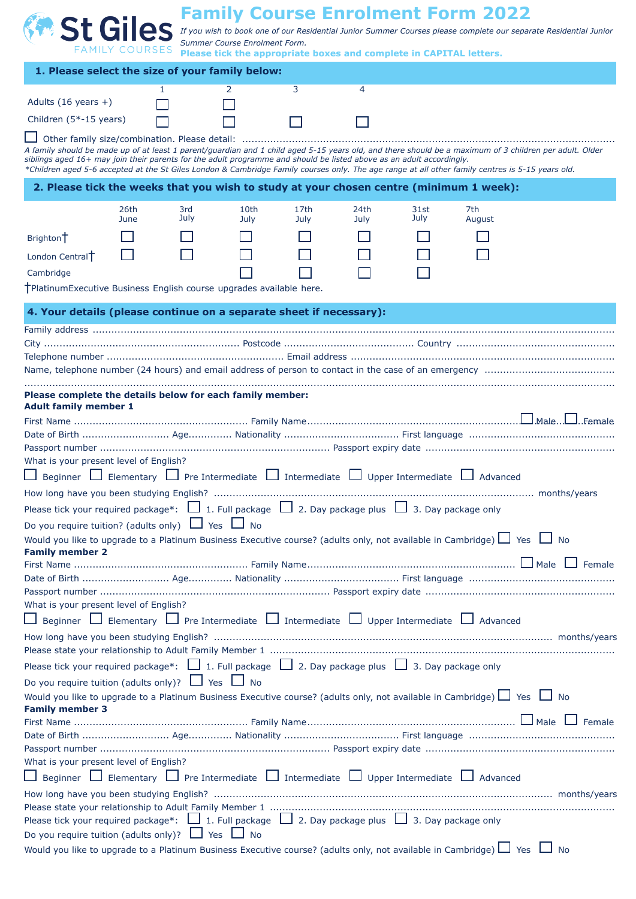St Giles FAMILY COURSES

# Family Course Enrolment Form 2022

*If you wish to book one of our Residential Junior Summer Courses please complete our separate Residential Junior Summer Course Enrolment Form.*

**Please tick the appropriate boxes and complete in CAPITAL letters.**

## 1. Please select the size of your family below:

| | 1 | 2 | 3 | 4 |
|---|---|---|---|---|
| Adults (16 years +) | ☐ | ☐ | | |
| Children (5*-15 years) | ☐ | ☐ | ☐ | ☐ |

☐ Other family size/combination. Please detail: ..........

*A family should be made up of at least 1 parent/guardian and 1 child aged 5-15 years old, and there should be a maximum of 3 children per adult. Older siblings aged 16+ may join their parents for the adult programme and should be listed above as an adult accordingly.*

*\*Children aged 5-6 accepted at the St Giles London & Cambridge Family courses only. The age range at all other family centres is 5-15 years old.*

## 2. Please tick the weeks that you wish to study at your chosen centre (minimum 1 week):

| | 26th June | 3rd July | 10th July | 17th July | 24th July | 31st July | 7th August |
|---|---|---|---|---|---|---|---|
| Brighton† | ☐ | ☐ | ☐ | ☐ | ☐ | ☐ | ☐ |
| London Central† | ☐ | ☐ | ☐ | ☐ | ☐ | ☐ | ☐ |
| Cambridge | | | ☐ | ☐ | ☐ | ☐ | |

†PlatinumExecutive Business English course upgrades available here.

## 4. Your details (please continue on a separate sheet if necessary):

Family address ..........

City .......... Postcode .......... Country ..........

Telephone number .......... Email address ..........

Name, telephone number (24 hours) and email address of person to contact in the case of an emergency ..........

..........

**Please complete the details below for each family member:**

**Adult family member 1**

First Name .......... Family Name .......... ☐ Male ☐ Female

Date of Birth .......... Age.......... Nationality .......... First language ..........

Passport number .......... Passport expiry date ..........

What is your present level of English?

☐ Beginner ☐ Elementary ☐ Pre Intermediate ☐ Intermediate ☐ Upper Intermediate ☐ Advanced

How long have you been studying English? .......... months/years

Please tick your required package*: ☐ 1. Full package ☐ 2. Day package plus ☐ 3. Day package only

Do you require tuition? (adults only) ☐ Yes ☐ No

Would you like to upgrade to a Platinum Business Executive course? (adults only, not available in Cambridge) ☐ Yes ☐ No

**Family member 2**

First Name .......... Family Name .......... ☐ Male ☐ Female

Date of Birth .......... Age.......... Nationality .......... First language ..........

Passport number .......... Passport expiry date ..........

What is your present level of English?

☐ Beginner ☐ Elementary ☐ Pre Intermediate ☐ Intermediate ☐ Upper Intermediate ☐ Advanced

How long have you been studying English? .......... months/years

Please state your relationship to Adult Family Member 1 ..........

Please tick your required package*: ☐ 1. Full package ☐ 2. Day package plus ☐ 3. Day package only

Do you require tuition (adults only)? ☐ Yes ☐ No

Would you like to upgrade to a Platinum Business Executive course? (adults only, not available in Cambridge) ☐ Yes ☐ No

**Family member 3**

First Name .......... Family Name .......... ☐ Male ☐ Female

Date of Birth .......... Age.......... Nationality .......... First language ..........

Passport number .......... Passport expiry date ..........

What is your present level of English?

☐ Beginner ☐ Elementary ☐ Pre Intermediate ☐ Intermediate ☐ Upper Intermediate ☐ Advanced

How long have you been studying English? .......... months/years

Please state your relationship to Adult Family Member 1 ..........

Please tick your required package*: ☐ 1. Full package ☐ 2. Day package plus ☐ 3. Day package only

Do you require tuition (adults only)? ☐ Yes ☐ No

Would you like to upgrade to a Platinum Business Executive course? (adults only, not available in Cambridge) ☐ Yes ☐ No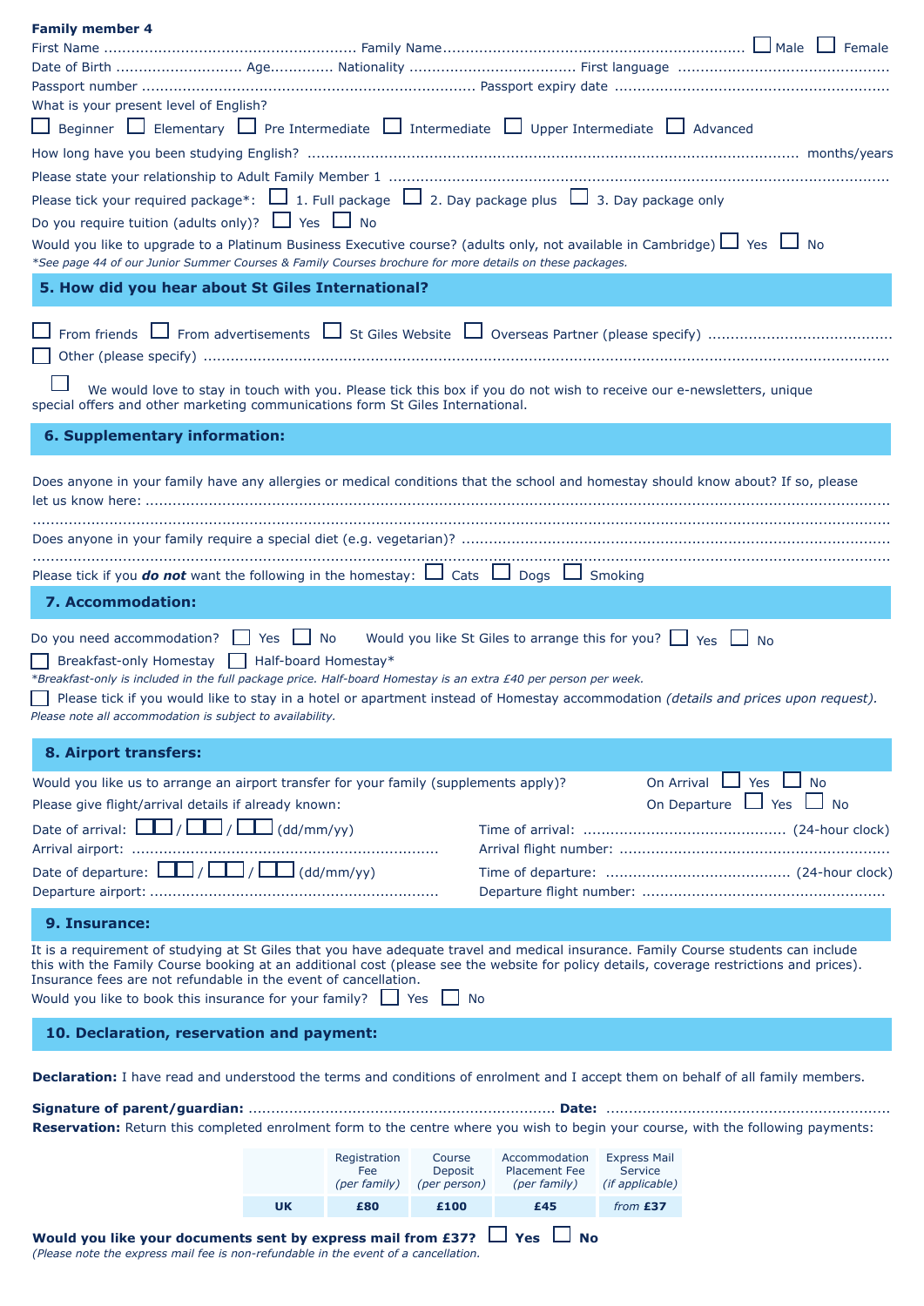**Family member 4**

First Name ........................................................ Family Name.................................................................. ☐ Male ☐ Female

Date of Birth ............................ Age............. Nationality .................................... First language ..............................................

Passport number ......................................................................... Passport expiry date ............................................................

What is your present level of English?

☐ Beginner ☐ Elementary ☐ Pre Intermediate ☐ Intermediate ☐ Upper Intermediate ☐ Advanced

How long have you been studying English? ........................................................................................................ months/years

Please state your relationship to Adult Family Member 1 ..........................................................................................................

Please tick your required package*: ☐ 1. Full package ☐ 2. Day package plus ☐ 3. Day package only

Do you require tuition (adults only)? ☐ Yes ☐ No

Would you like to upgrade to a Platinum Business Executive course? (adults only, not available in Cambridge) ☐ Yes ☐ No

*\*See page 44 of our Junior Summer Courses & Family Courses brochure for more details on these packages.*

## 5. How did you hear about St Giles International?

☐ From friends ☐ From advertisements ☐ St Giles Website ☐ Overseas Partner (please specify) ........................................

☐ Other (please specify) .........................................................................................................................................................

☐ We would love to stay in touch with you. Please tick this box if you do not wish to receive our e-newsletters, unique special offers and other marketing communications form St Giles International.

## 6. Supplementary information:

Does anyone in your family have any allergies or medical conditions that the school and homestay should know about? If so, please let us know here: ..........................................................................................................................................................

..........................................................................................................................................................................................

Does anyone in your family require a special diet (e.g. vegetarian)? .............................................................................................

..........................................................................................................................................................................................

Please tick if you ***do not*** want the following in the homestay: ☐ Cats ☐ Dogs ☐ Smoking

## 7. Accommodation:

Do you need accommodation? ☐ Yes ☐ No Would you like St Giles to arrange this for you? ☐ Yes ☐ No

☐ Breakfast-only Homestay ☐ Half-board Homestay*

*\*Breakfast-only is included in the full package price. Half-board Homestay is an extra £40 per person per week.*

☐ Please tick if you would like to stay in a hotel or apartment instead of Homestay accommodation *(details and prices upon request)*.

*Please note all accommodation is subject to availability.*

## 8. Airport transfers:

Would you like us to arrange an airport transfer for your family (supplements apply)? On Arrival ☐ Yes ☐ No

Please give flight/arrival details if already known: On Departure ☐ Yes ☐ No

Date of arrival: ☐☐ / ☐☐ / ☐☐ (dd/mm/yy) Time of arrival: ............................................ (24-hour clock)

Arrival airport: .................................................................... Arrival flight number: ...........................................................

Date of departure: ☐☐ / ☐☐ / ☐☐ (dd/mm/yy) Time of departure: ........................................ (24-hour clock)

Departure airport: ................................................................ Departure flight number: .....................................................

## 9. Insurance:

It is a requirement of studying at St Giles that you have adequate travel and medical insurance. Family Course students can include this with the Family Course booking at an additional cost (please see the website for policy details, coverage restrictions and prices). Insurance fees are not refundable in the event of cancellation.

Would you like to book this insurance for your family? ☐ Yes ☐ No

## 10. Declaration, reservation and payment:

**Declaration:** I have read and understood the terms and conditions of enrolment and I accept them on behalf of all family members.

**Signature of parent/guardian:** .................................................................... **Date:** ..............................................................

**Reservation:** Return this completed enrolment form to the centre where you wish to begin your course, with the following payments:

| | Registration Fee *(per family)* | Course Deposit *(per person)* | Accommodation Placement Fee *(per family)* | Express Mail Service *(if applicable)* |
|---|---|---|---|---|
| **UK** | **£80** | **£100** | **£45** | *from* **£37** |

**Would you like your documents sent by express mail from £37?** ☐ **Yes** ☐ **No**

*(Please note the express mail fee is non-refundable in the event of a cancellation.*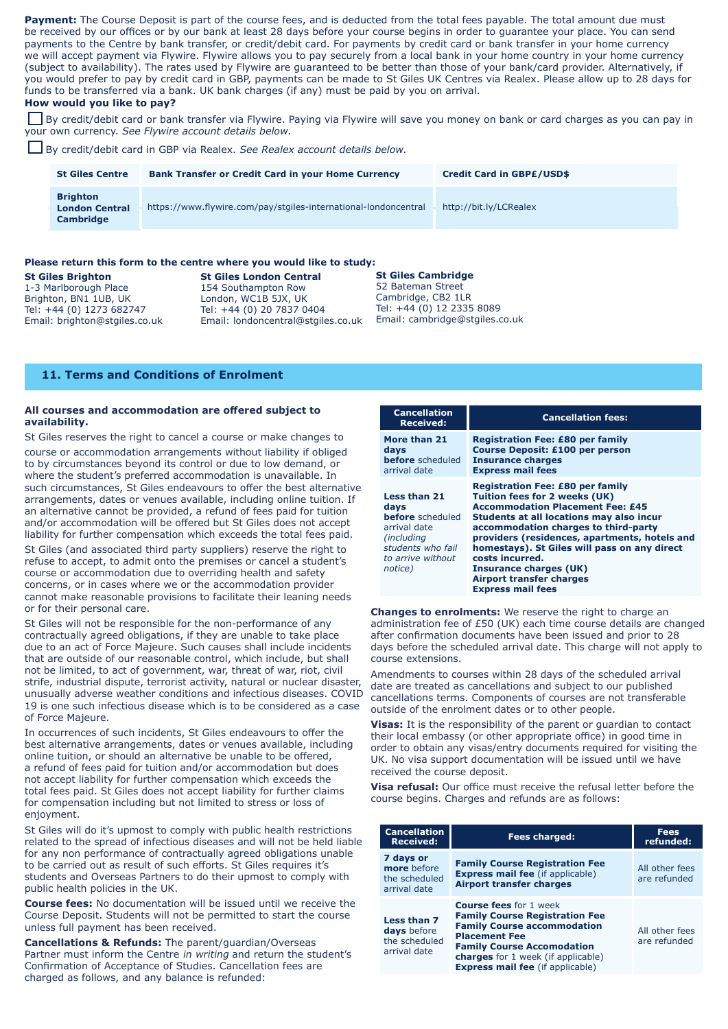**Payment:** The Course Deposit is part of the course fees, and is deducted from the total fees payable. The total amount due must be received by our offices or by our bank at least 28 days before your course begins in order to guarantee your place. You can send payments to the Centre by bank transfer, or credit/debit card. For payments by credit card or bank transfer in your home currency we will accept payment via Flywire. Flywire allows you to pay securely from a local bank in your home country in your home currency (subject to availability). The rates used by Flywire are guaranteed to be better than those of your bank/card provider. Alternatively, if you would prefer to pay by credit card in GBP, payments can be made to St Giles UK Centres via Realex. Please allow up to 28 days for funds to be transferred via a bank. UK bank charges (if any) must be paid by you on arrival.

**How would you like to pay?**

☐ By credit/debit card or bank transfer via Flywire. Paying via Flywire will save you money on bank or card charges as you can pay in your own currency. *See Flywire account details below.*

☐ By credit/debit card in GBP via Realex. *See Realex account details below.*

| St Giles Centre | Bank Transfer or Credit Card in your Home Currency | Credit Card in GBP£/USD$ |
|---|---|---|
| **Brighton London Central Cambridge** | https://www.flywire.com/pay/stgiles-international-londoncentral | http://bit.ly/LCRealex |

**Please return this form to the centre where you would like to study:**

**St Giles Brighton**
1-3 Marlborough Place
Brighton, BN1 1UB, UK
Tel: +44 (0) 1273 682747
Email: brighton@stgiles.co.uk

**St Giles London Central**
154 Southampton Row
London, WC1B 5JX, UK
Tel: +44 (0) 20 7837 0404
Email: londoncentral@stgiles.co.uk

**St Giles Cambridge**
52 Bateman Street
Cambridge, CB2 1LR
Tel: +44 (0) 12 2335 8089
Email: cambridge@stgiles.co.uk

## 11. Terms and Conditions of Enrolment

**All courses and accommodation are offered subject to availability.**

St Giles reserves the right to cancel a course or make changes to course or accommodation arrangements without liability if obliged to by circumstances beyond its control or due to low demand, or where the student's preferred accommodation is unavailable. In such circumstances, St Giles endeavours to offer the best alternative arrangements, dates or venues available, including online tuition. If an alternative cannot be provided, a refund of fees paid for tuition and/or accommodation will be offered but St Giles does not accept liability for further compensation which exceeds the total fees paid.

St Giles (and associated third party suppliers) reserve the right to refuse to accept, to admit onto the premises or cancel a student's course or accommodation due to overriding health and safety concerns, or in cases where we or the accommodation provider cannot make reasonable provisions to facilitate their leaning needs or for their personal care.

St Giles will not be responsible for the non-performance of any contractually agreed obligations, if they are unable to take place due to an act of Force Majeure. Such causes shall include incidents that are outside of our reasonable control, which include, but shall not be limited, to act of government, war, threat of war, riot, civil strife, industrial dispute, terrorist activity, natural or nuclear disaster, unusually adverse weather conditions and infectious diseases. COVID 19 is one such infectious disease which is to be considered as a case of Force Majeure.

In occurrences of such incidents, St Giles endeavours to offer the best alternative arrangements, dates or venues available, including online tuition, or should an alternative be unable to be offered, a refund of fees paid for tuition and/or accommodation but does not accept liability for further compensation which exceeds the total fees paid. St Giles does not accept liability for further claims for compensation including but not limited to stress or loss of enjoyment.

St Giles will do it's upmost to comply with public health restrictions related to the spread of infectious diseases and will not be held liable for any non performance of contractually agreed obligations unable to be carried out as result of such efforts. St Giles requires it's students and Overseas Partners to do their upmost to comply with public health policies in the UK.

**Course fees:** No documentation will be issued until we receive the Course Deposit. Students will not be permitted to start the course unless full payment has been received.

**Cancellations & Refunds:** The parent/guardian/Overseas Partner must inform the Centre *in writing* and return the student's Confirmation of Acceptance of Studies. Cancellation fees are charged as follows, and any balance is refunded:

| Cancellation Received: | Cancellation fees: |
|---|---|
| **More than 21 days before** scheduled arrival date | **Registration Fee: £80 per family**<br>**Course Deposit: £100 per person**<br>**Insurance charges**<br>**Express mail fees** |
| **Less than 21 days before** scheduled arrival date *(including students who fail to arrive without notice)* | **Registration Fee: £80 per family**<br>**Tuition fees for 2 weeks (UK)**<br>**Accommodation Placement Fee: £45**<br>**Students at all locations may also incur accommodation charges to third-party providers (residences, apartments, hotels and homestays). St Giles will pass on any direct costs incurred.**<br>**Insurance charges (UK)**<br>**Airport transfer charges**<br>**Express mail fees** |

**Changes to enrolments:** We reserve the right to charge an administration fee of £50 (UK) each time course details are changed after confirmation documents have been issued and prior to 28 days before the scheduled arrival date. This charge will not apply to course extensions.

Amendments to courses within 28 days of the scheduled arrival date are treated as cancellations and subject to our published cancellations terms. Components of courses are not transferable outside of the enrolment dates or to other people.

**Visas:** It is the responsibility of the parent or guardian to contact their local embassy (or other appropriate office) in good time in order to obtain any visas/entry documents required for visiting the UK. No visa support documentation will be issued until we have received the course deposit.

**Visa refusal:** Our office must receive the refusal letter before the course begins. Charges and refunds are as follows:

| Cancellation Received: | Fees charged: | Fees refunded: |
|---|---|---|
| **7 days or more** before the scheduled arrival date | **Family Course Registration Fee**<br>**Express mail fee** (if applicable)<br>**Airport transfer charges** | All other fees are refunded |
| **Less than 7 days** before the scheduled arrival date | **Course fees** for 1 week<br>**Family Course Registration Fee**<br>**Family Course accommodation Placement Fee**<br>**Family Course Accomodation charges** for 1 week (if applicable)<br>**Express mail fee** (if applicable) | All other fees are refunded |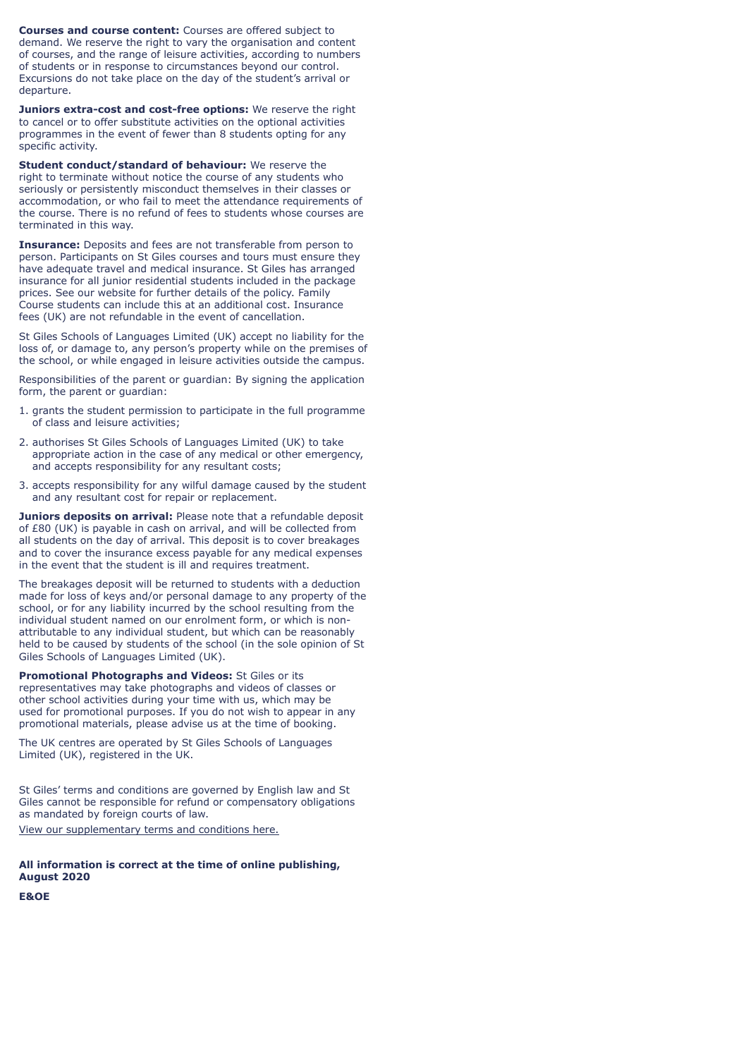**Courses and course content:** Courses are offered subject to demand. We reserve the right to vary the organisation and content of courses, and the range of leisure activities, according to numbers of students or in response to circumstances beyond our control. Excursions do not take place on the day of the student's arrival or departure.

**Juniors extra-cost and cost-free options:** We reserve the right to cancel or to offer substitute activities on the optional activities programmes in the event of fewer than 8 students opting for any specific activity.

**Student conduct/standard of behaviour:** We reserve the right to terminate without notice the course of any students who seriously or persistently misconduct themselves in their classes or accommodation, or who fail to meet the attendance requirements of the course. There is no refund of fees to students whose courses are terminated in this way.

**Insurance:** Deposits and fees are not transferable from person to person. Participants on St Giles courses and tours must ensure they have adequate travel and medical insurance. St Giles has arranged insurance for all junior residential students included in the package prices. See our website for further details of the policy. Family Course students can include this at an additional cost. Insurance fees (UK) are not refundable in the event of cancellation.

St Giles Schools of Languages Limited (UK) accept no liability for the loss of, or damage to, any person's property while on the premises of the school, or while engaged in leisure activities outside the campus.

Responsibilities of the parent or guardian: By signing the application form, the parent or guardian:

1. grants the student permission to participate in the full programme of class and leisure activities;
2. authorises St Giles Schools of Languages Limited (UK) to take appropriate action in the case of any medical or other emergency, and accepts responsibility for any resultant costs;
3. accepts responsibility for any wilful damage caused by the student and any resultant cost for repair or replacement.

**Juniors deposits on arrival:** Please note that a refundable deposit of £80 (UK) is payable in cash on arrival, and will be collected from all students on the day of arrival. This deposit is to cover breakages and to cover the insurance excess payable for any medical expenses in the event that the student is ill and requires treatment.

The breakages deposit will be returned to students with a deduction made for loss of keys and/or personal damage to any property of the school, or for any liability incurred by the school resulting from the individual student named on our enrolment form, or which is non-attributable to any individual student, but which can be reasonably held to be caused by students of the school (in the sole opinion of St Giles Schools of Languages Limited (UK).

**Promotional Photographs and Videos:** St Giles or its representatives may take photographs and videos of classes or other school activities during your time with us, which may be used for promotional purposes. If you do not wish to appear in any promotional materials, please advise us at the time of booking.

The UK centres are operated by St Giles Schools of Languages Limited (UK), registered in the UK.

St Giles' terms and conditions are governed by English law and St Giles cannot be responsible for refund or compensatory obligations as mandated by foreign courts of law.

View our supplementary terms and conditions here.

**All information is correct at the time of online publishing, August 2020**

**E&OE**